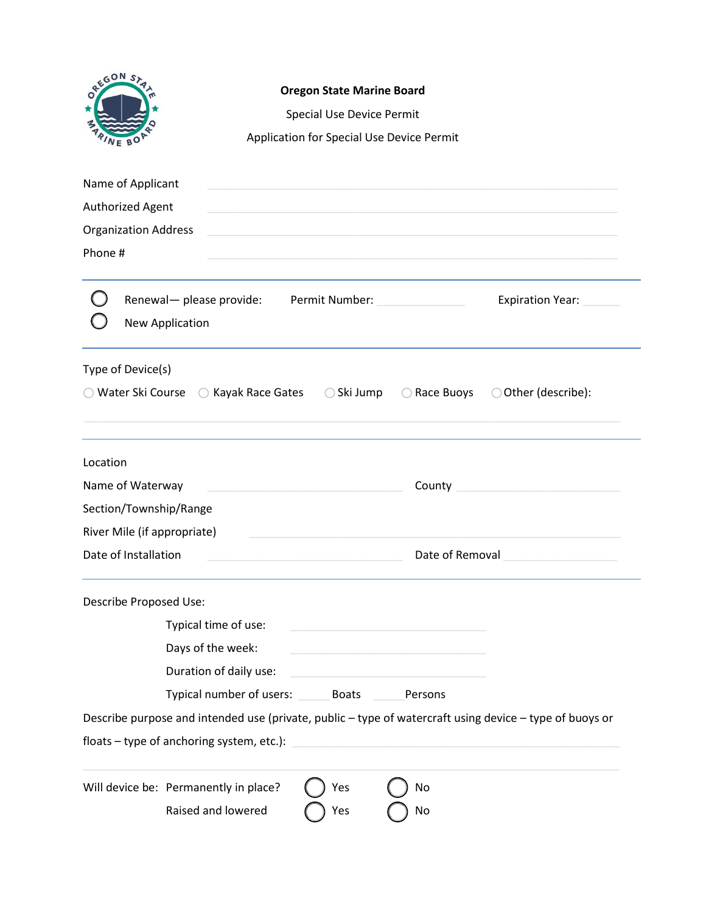**Oregon State Marine Board**

Special Use Device Permit

Application for Special Use Device Permit

Name of Applicant \_\_\_\_\_\_\_\_\_\_\_\_\_\_\_\_\_\_\_\_

Authorized Agent \_\_\_\_\_\_\_\_\_\_\_\_\_\_\_\_\_\_\_\_

Organization Address \_\_\_\_\_\_\_\_\_\_\_\_\_\_\_\_\_\_\_\_

Phone # \_\_\_\_\_\_\_\_\_\_\_\_\_\_\_\_\_\_\_\_

---

○ Renewal— please provide: Permit Number: \_\_\_\_\_\_\_\_\_\_ Expiration Year: \_\_\_\_\_\_

○ New Application

---

Type of Device(s)

○ Water Ski Course ○ Kayak Race Gates ○ Ski Jump ○ Race Buoys ○ Other (describe):

\_\_\_\_\_\_\_\_\_\_\_\_\_\_\_\_\_\_\_\_

---

Location

Name of Waterway \_\_\_\_\_\_\_\_\_\_\_\_\_\_\_\_\_\_\_\_ County \_\_\_\_\_\_\_\_\_\_\_\_\_\_\_\_\_\_\_\_

Section/Township/Range

River Mile (if appropriate) \_\_\_\_\_\_\_\_\_\_\_\_\_\_\_\_\_\_\_\_

Date of Installation \_\_\_\_\_\_\_\_\_\_\_\_\_\_\_\_\_\_\_\_ Date of Removal \_\_\_\_\_\_\_\_\_\_\_\_\_\_\_\_\_\_\_\_

---

Describe Proposed Use:

Typical time of use: \_\_\_\_\_\_\_\_\_\_\_\_\_\_\_\_\_\_\_\_

Days of the week: \_\_\_\_\_\_\_\_\_\_\_\_\_\_\_\_\_\_\_\_

Duration of daily use: \_\_\_\_\_\_\_\_\_\_\_\_\_\_\_\_\_\_\_\_

Typical number of users: \_\_\_\_\_ Boats \_\_\_\_\_ Persons

Describe purpose and intended use (private, public – type of watercraft using device – type of buoys or floats – type of anchoring system, etc.): \_\_\_\_\_\_\_\_\_\_\_\_\_\_\_\_\_\_\_\_

\_\_\_\_\_\_\_\_\_\_\_\_\_\_\_\_\_\_\_\_

Will device be: Permanently in place? ○ Yes ○ No

Raised and lowered ○ Yes ○ No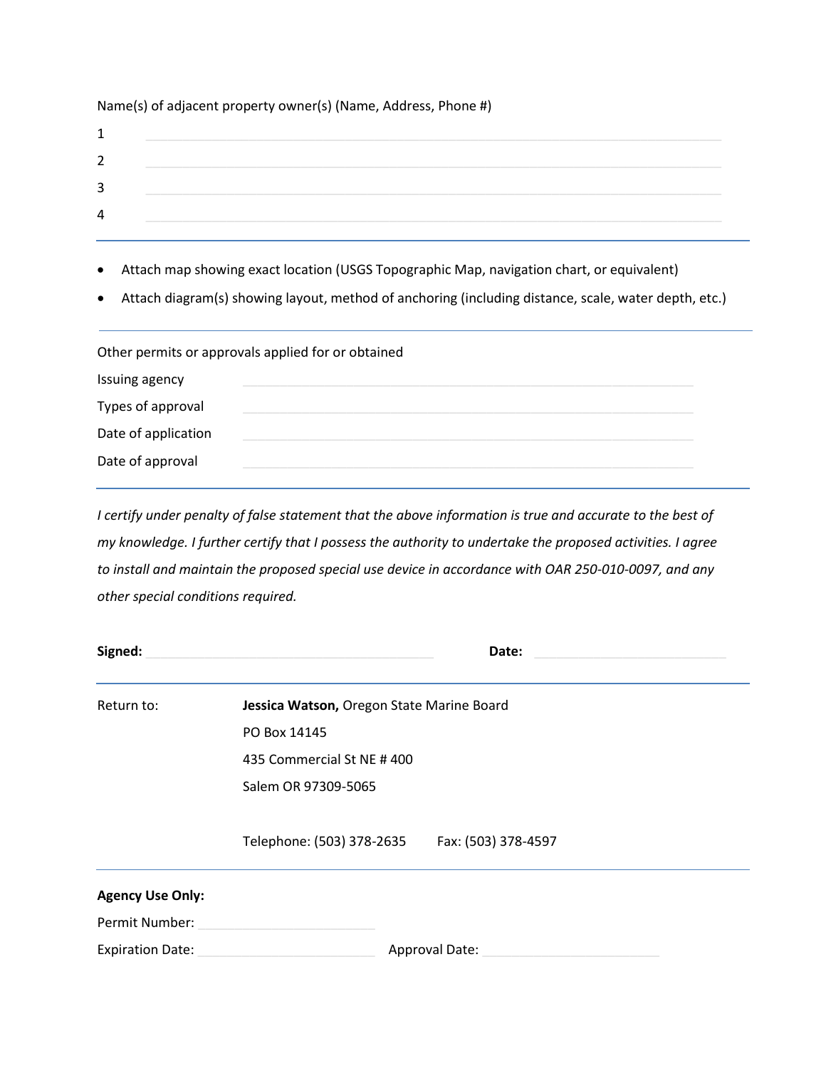Name(s) of adjacent property owner(s) (Name, Address, Phone #)

1 \_\_\_\_\_\_\_\_\_\_\_\_\_\_\_\_\_\_\_\_\_\_\_\_\_\_\_\_\_\_\_\_\_\_\_\_\_\_\_\_

2 \_\_\_\_\_\_\_\_\_\_\_\_\_\_\_\_\_\_\_\_\_\_\_\_\_\_\_\_\_\_\_\_\_\_\_\_\_\_\_\_

3 \_\_\_\_\_\_\_\_\_\_\_\_\_\_\_\_\_\_\_\_\_\_\_\_\_\_\_\_\_\_\_\_\_\_\_\_\_\_\_\_

4 \_\_\_\_\_\_\_\_\_\_\_\_\_\_\_\_\_\_\_\_\_\_\_\_\_\_\_\_\_\_\_\_\_\_\_\_\_\_\_\_

---

- Attach map showing exact location (USGS Topographic Map, navigation chart, or equivalent)
- Attach diagram(s) showing layout, method of anchoring (including distance, scale, water depth, etc.)

---

Other permits or approvals applied for or obtained

Issuing agency \_\_\_\_\_\_\_\_\_\_\_\_\_\_\_\_\_\_\_\_\_\_\_\_\_\_\_\_\_\_\_\_

Types of approval \_\_\_\_\_\_\_\_\_\_\_\_\_\_\_\_\_\_\_\_\_\_\_\_\_\_\_\_\_\_\_\_

Date of application \_\_\_\_\_\_\_\_\_\_\_\_\_\_\_\_\_\_\_\_\_\_\_\_\_\_\_\_\_\_\_\_

Date of approval \_\_\_\_\_\_\_\_\_\_\_\_\_\_\_\_\_\_\_\_\_\_\_\_\_\_\_\_\_\_\_\_

---

*I certify under penalty of false statement that the above information is true and accurate to the best of my knowledge. I further certify that I possess the authority to undertake the proposed activities. I agree to install and maintain the proposed special use device in accordance with OAR 250-010-0097, and any other special conditions required.*

**Signed:** \_\_\_\_\_\_\_\_\_\_\_\_\_\_\_\_\_\_\_\_\_\_\_\_\_\_ **Date:** \_\_\_\_\_\_\_\_\_\_\_\_\_\_\_\_\_\_

---

Return to: **Jessica Watson,** Oregon State Marine Board

PO Box 14145

435 Commercial St NE # 400

Salem OR 97309-5065

Telephone: (503) 378-2635 Fax: (503) 378-4597

---

**Agency Use Only:**

Permit Number: \_\_\_\_\_\_\_\_\_\_\_\_\_\_\_\_

Expiration Date: \_\_\_\_\_\_\_\_\_\_\_\_\_\_\_\_ Approval Date: \_\_\_\_\_\_\_\_\_\_\_\_\_\_\_\_